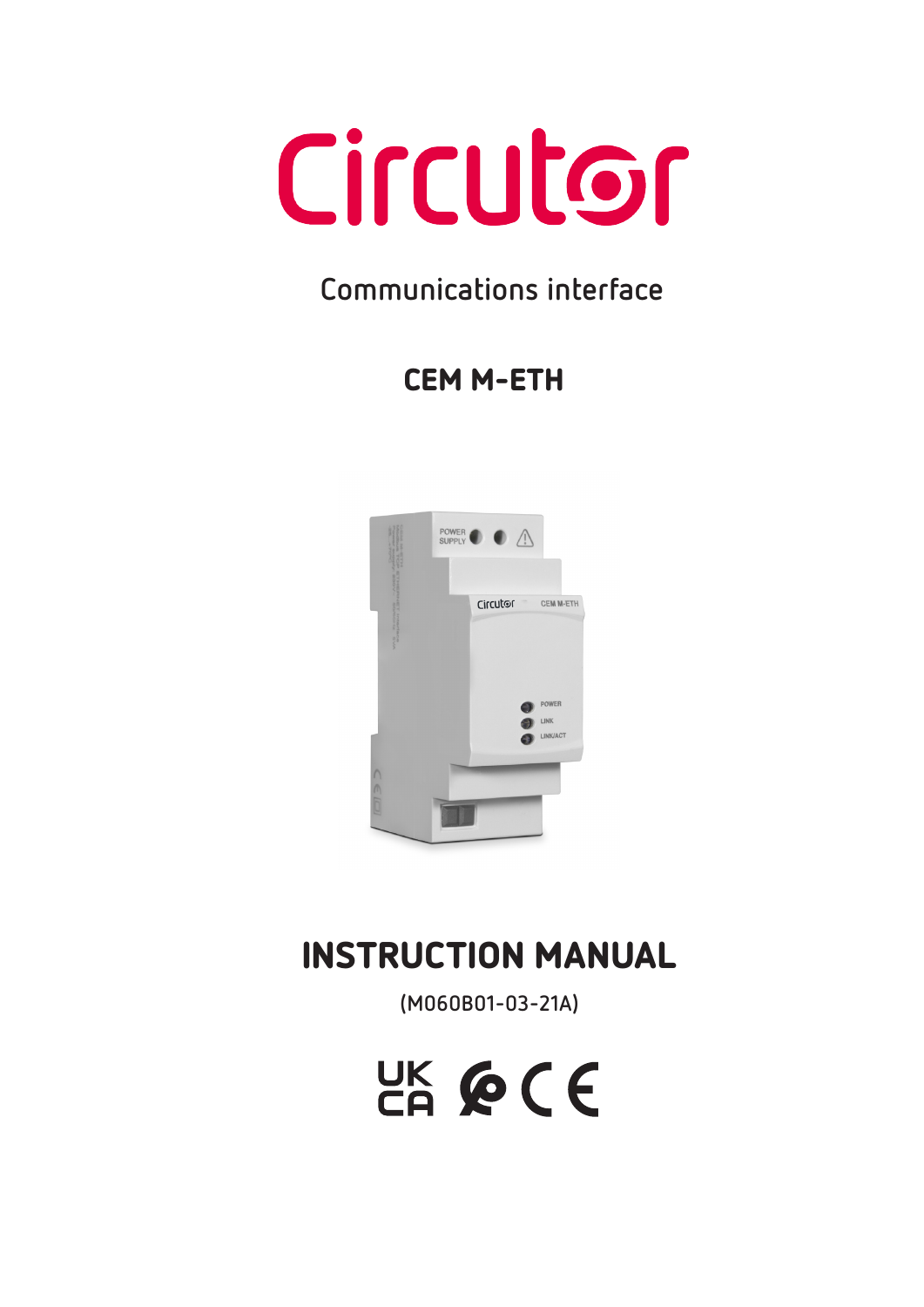# Circutor

Communications interface

## CEM M-ETH

# INSTRUCTION MANUAL

(M060B01-03-21A)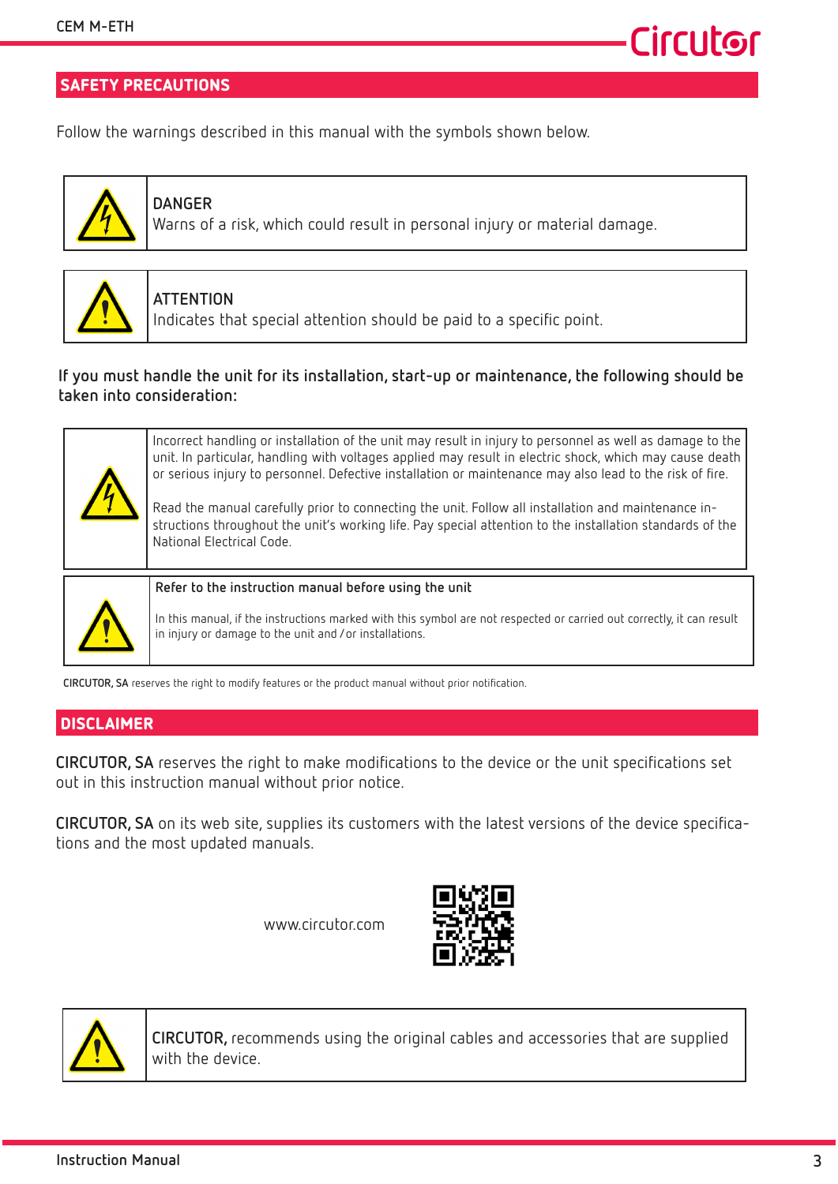## SAFETY PRECAUTIONS

Follow the warnings described in this manual with the symbols shown below.

| | |
|---|---|
| | DANGER<br>Warns of a risk, which could result in personal injury or material damage. |

| | |
|---|---|
| | ATTENTION<br>Indicates that special attention should be paid to a specific point. |

**If you must handle the unit for its installation, start-up or maintenance, the following should be taken into consideration:**

| | |
|---|---|
| | Incorrect handling or installation of the unit may result in injury to personnel as well as damage to the unit. In particular, handling with voltages applied may result in electric shock, which may cause death or serious injury to personnel. Defective installation or maintenance may also lead to the risk of fire.<br><br>Read the manual carefully prior to connecting the unit. Follow all installation and maintenance instructions throughout the unit's working life. Pay special attention to the installation standards of the National Electrical Code. |

| | |
|---|---|
| | Refer to the instruction manual before using the unit<br><br>In this manual, if the instructions marked with this symbol are not respected or carried out correctly, it can result in injury or damage to the unit and /or installations. |

**CIRCUTOR, SA** reserves the right to modify features or the product manual without prior notification.

## DISCLAIMER

**CIRCUTOR, SA** reserves the right to make modifications to the device or the unit specifications set out in this instruction manual without prior notice.

**CIRCUTOR, SA** on its web site, supplies its customers with the latest versions of the device specifications and the most updated manuals.

www.circutor.com

| | |
|---|---|
| | **CIRCUTOR,** recommends using the original cables and accessories that are supplied with the device. |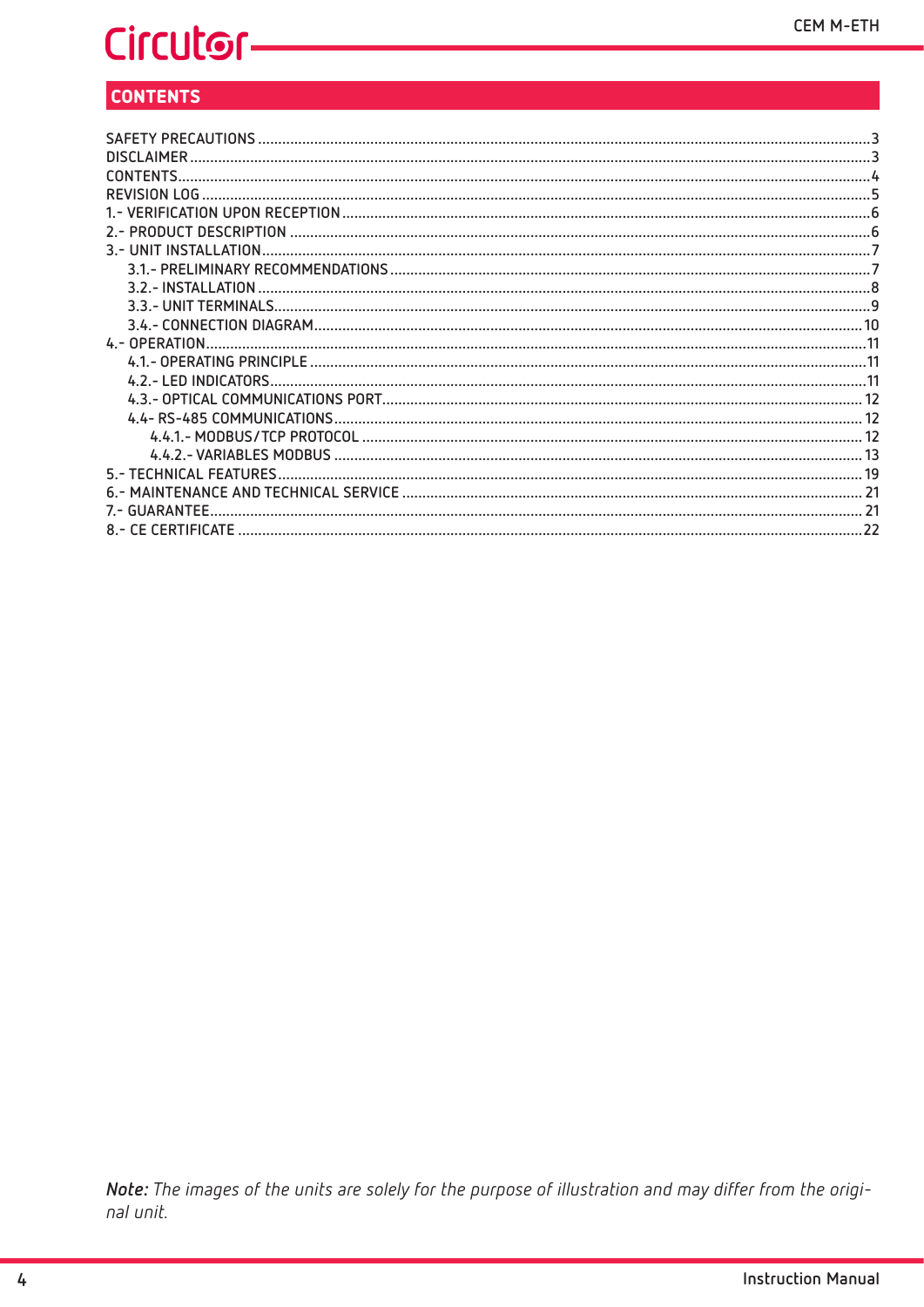## CONTENTS

SAFETY PRECAUTIONS ........................................................................................................ 3
DISCLAIMER ....................................................................................................................... 3
CONTENTS ........................................................................................................................... 4
REVISION LOG ..................................................................................................................... 5
1.- VERIFICATION UPON RECEPTION .................................................................................. 6
2.- PRODUCT DESCRIPTION ................................................................................................ 6
3.- UNIT INSTALLATION ....................................................................................................... 7
  3.1.- PRELIMINARY RECOMMENDATIONS ....................................................................... 7
  3.2.- INSTALLATION ........................................................................................................ 8
  3.3.- UNIT TERMINALS ..................................................................................................... 9
  3.4.- CONNECTION DIAGRAM ......................................................................................... 10
4.- OPERATION ................................................................................................................... 11
  4.1.- OPERATING PRINCIPLE .......................................................................................... 11
  4.2.- LED INDICATORS .................................................................................................... 11
  4.3.- OPTICAL COMMUNICATIONS PORT ........................................................................ 12
  4.4- RS-485 COMMUNICATIONS ..................................................................................... 12
    4.4.1.- MODBUS/TCP PROTOCOL ................................................................................. 12
    4.4.2.- VARIABLES MODBUS ........................................................................................ 13
5.- TECHNICAL FEATURES ................................................................................................. 19
6.- MAINTENANCE AND TECHNICAL SERVICE ................................................................... 21
7.- GUARANTEE .................................................................................................................. 21
8.- CE CERTIFICATE ........................................................................................................... 22

***Note:*** *The images of the units are solely for the purpose of illustration and may differ from the original unit.*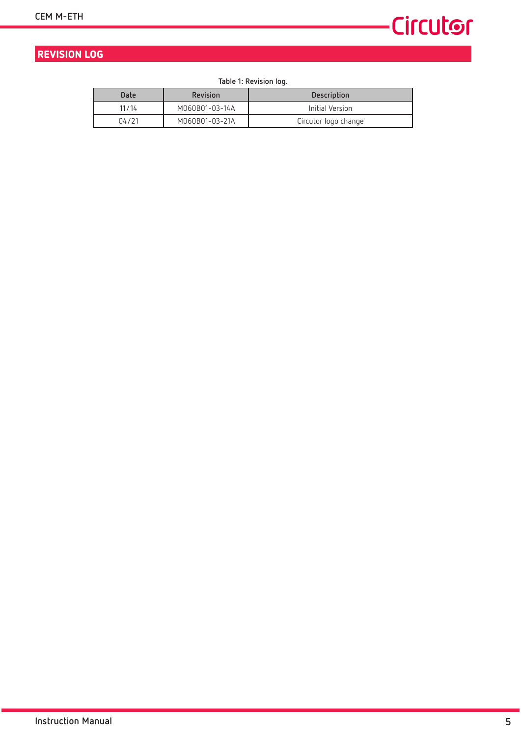# REVISION LOG

Table 1: Revision log.

| Date | Revision | Description |
|---|---|---|
| 11/14 | M060B01-03-14A | Initial Version |
| 04/21 | M060B01-03-21A | Circutor logo change |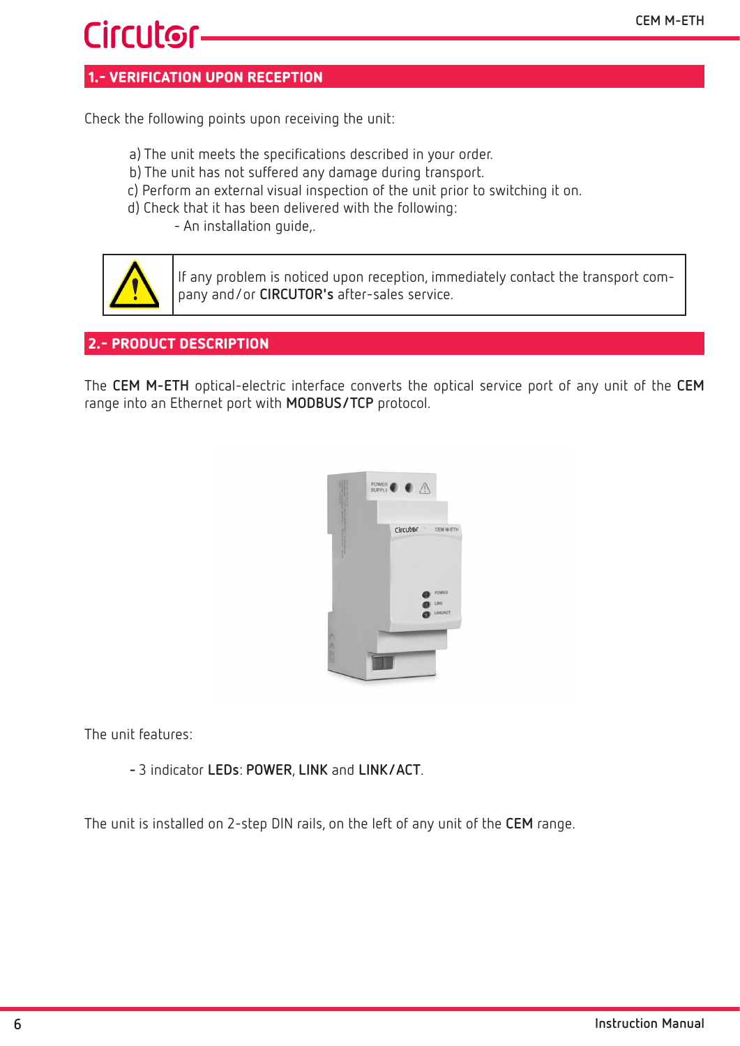## 1.- VERIFICATION UPON RECEPTION

Check the following points upon receiving the unit:

a) The unit meets the specifications described in your order.
b) The unit has not suffered any damage during transport.
c) Perform an external visual inspection of the unit prior to switching it on.
d) Check that it has been delivered with the following:
- An installation guide,.

| | |
|---|---|
| ⚠ | If any problem is noticed upon reception, immediately contact the transport company and/or **CIRCUTOR's** after-sales service. |

## 2.- PRODUCT DESCRIPTION

The **CEM M-ETH** optical-electric interface converts the optical service port of any unit of the **CEM** range into an Ethernet port with **MODBUS/TCP** protocol.

The unit features:

- 3 indicator **LEDs**: **POWER**, **LINK** and **LINK/ACT**.

The unit is installed on 2-step DIN rails, on the left of any unit of the **CEM** range.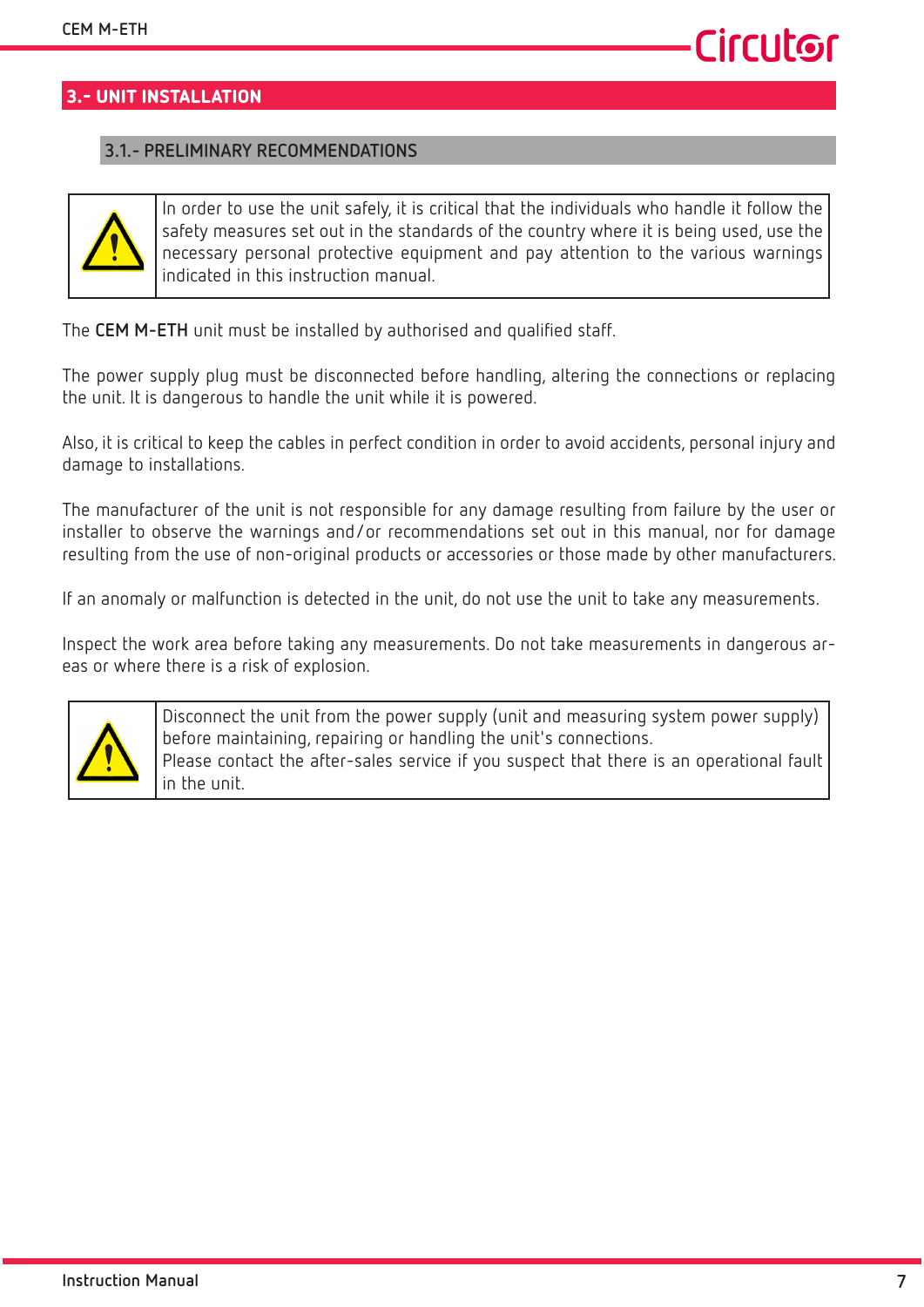## 3.- UNIT INSTALLATION

### 3.1.- PRELIMINARY RECOMMENDATIONS

| | |
|---|---|
| ⚠ | In order to use the unit safely, it is critical that the individuals who handle it follow the safety measures set out in the standards of the country where it is being used, use the necessary personal protective equipment and pay attention to the various warnings indicated in this instruction manual. |

The **CEM M-ETH** unit must be installed by authorised and qualified staff.

The power supply plug must be disconnected before handling, altering the connections or replacing the unit. It is dangerous to handle the unit while it is powered.

Also, it is critical to keep the cables in perfect condition in order to avoid accidents, personal injury and damage to installations.

The manufacturer of the unit is not responsible for any damage resulting from failure by the user or installer to observe the warnings and/or recommendations set out in this manual, nor for damage resulting from the use of non-original products or accessories or those made by other manufacturers.

If an anomaly or malfunction is detected in the unit, do not use the unit to take any measurements.

Inspect the work area before taking any measurements. Do not take measurements in dangerous areas or where there is a risk of explosion.

| | |
|---|---|
| ⚠ | Disconnect the unit from the power supply (unit and measuring system power supply) before maintaining, repairing or handling the unit's connections.<br>Please contact the after-sales service if you suspect that there is an operational fault in the unit. |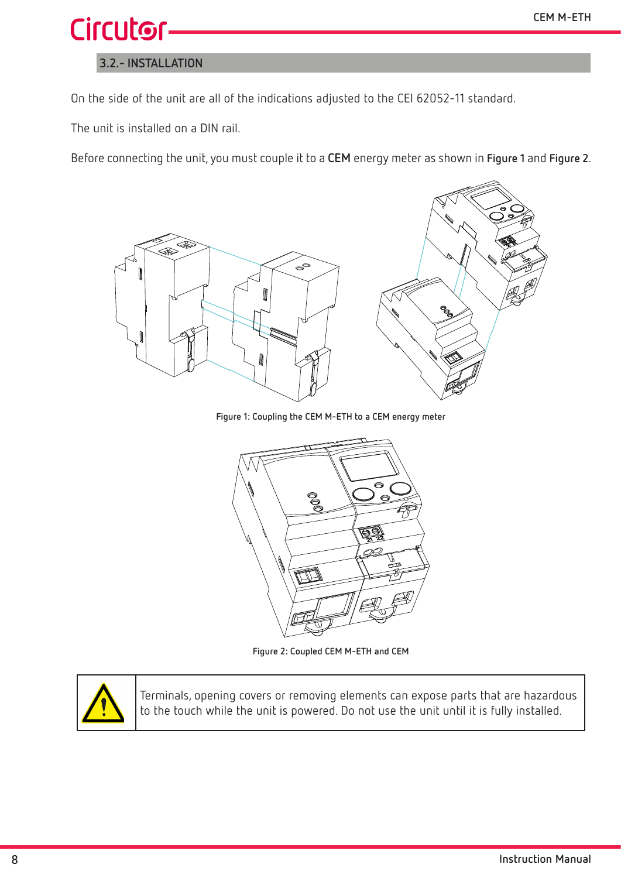### 3.2.- INSTALLATION

On the side of the unit are all of the indications adjusted to the CEI 62052-11 standard.

The unit is installed on a DIN rail.

Before connecting the unit, you must couple it to a **CEM** energy meter as shown in **Figure 1** and **Figure 2**.

Figure 1: Coupling the CEM M-ETH to a CEM energy meter

Figure 2: Coupled CEM M-ETH and CEM

| | |
|---|---|
| ⚠ | Terminals, opening covers or removing elements can expose parts that are hazardous to the touch while the unit is powered. Do not use the unit until it is fully installed. |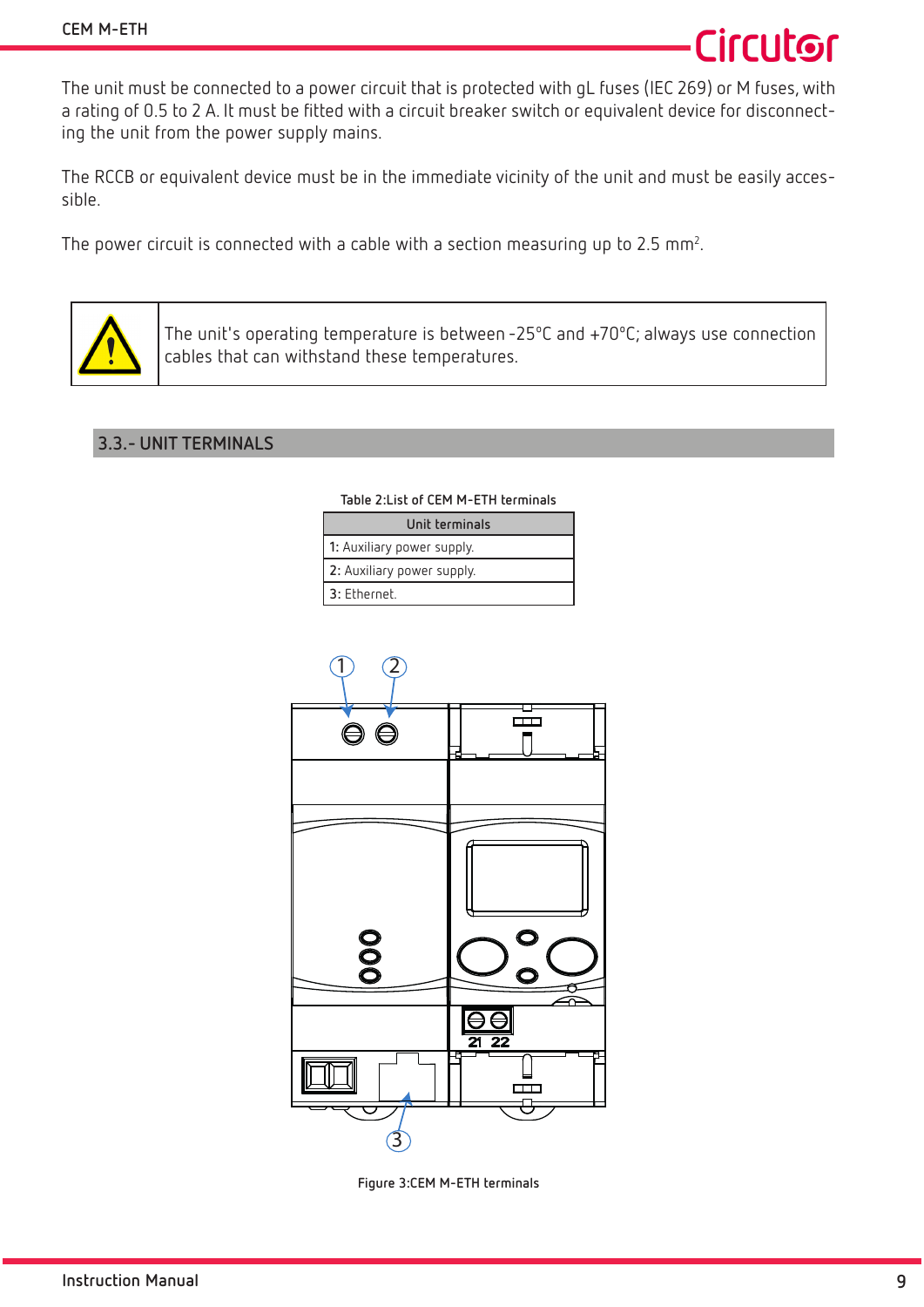The unit must be connected to a power circuit that is protected with gL fuses (IEC 269) or M fuses, with a rating of 0.5 to 2 A. It must be fitted with a circuit breaker switch or equivalent device for disconnecting the unit from the power supply mains.

The RCCB or equivalent device must be in the immediate vicinity of the unit and must be easily accessible.

The power circuit is connected with a cable with a section measuring up to 2.5 mm$^2$.

| | |
|---|---|
| ⚠ | The unit's operating temperature is between -25°C and +70°C; always use connection cables that can withstand these temperatures. |

## 3.3.- UNIT TERMINALS

Table 2:List of CEM M-ETH terminals

| Unit terminals |
|---|
| **1:** Auxiliary power supply. |
| **2:** Auxiliary power supply. |
| **3:** Ethernet. |

Figure 3:CEM M-ETH terminals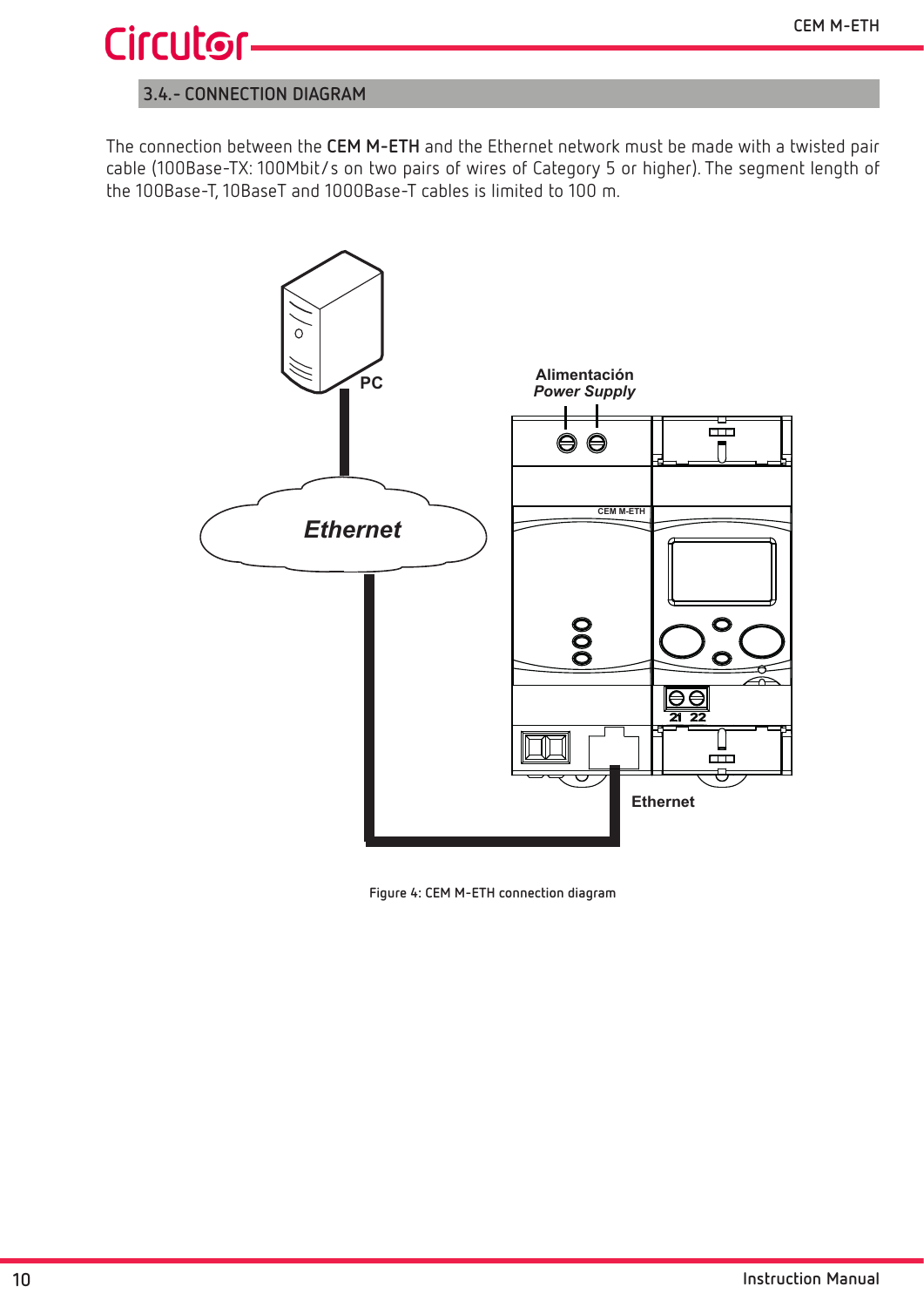## 3.4.- CONNECTION DIAGRAM

The connection between the **CEM M-ETH** and the Ethernet network must be made with a twisted pair cable (100Base-TX: 100Mbit/s on two pairs of wires of Category 5 or higher). The segment length of the 100Base-T, 10BaseT and 1000Base-T cables is limited to 100 m.

Figure 4: CEM M-ETH connection diagram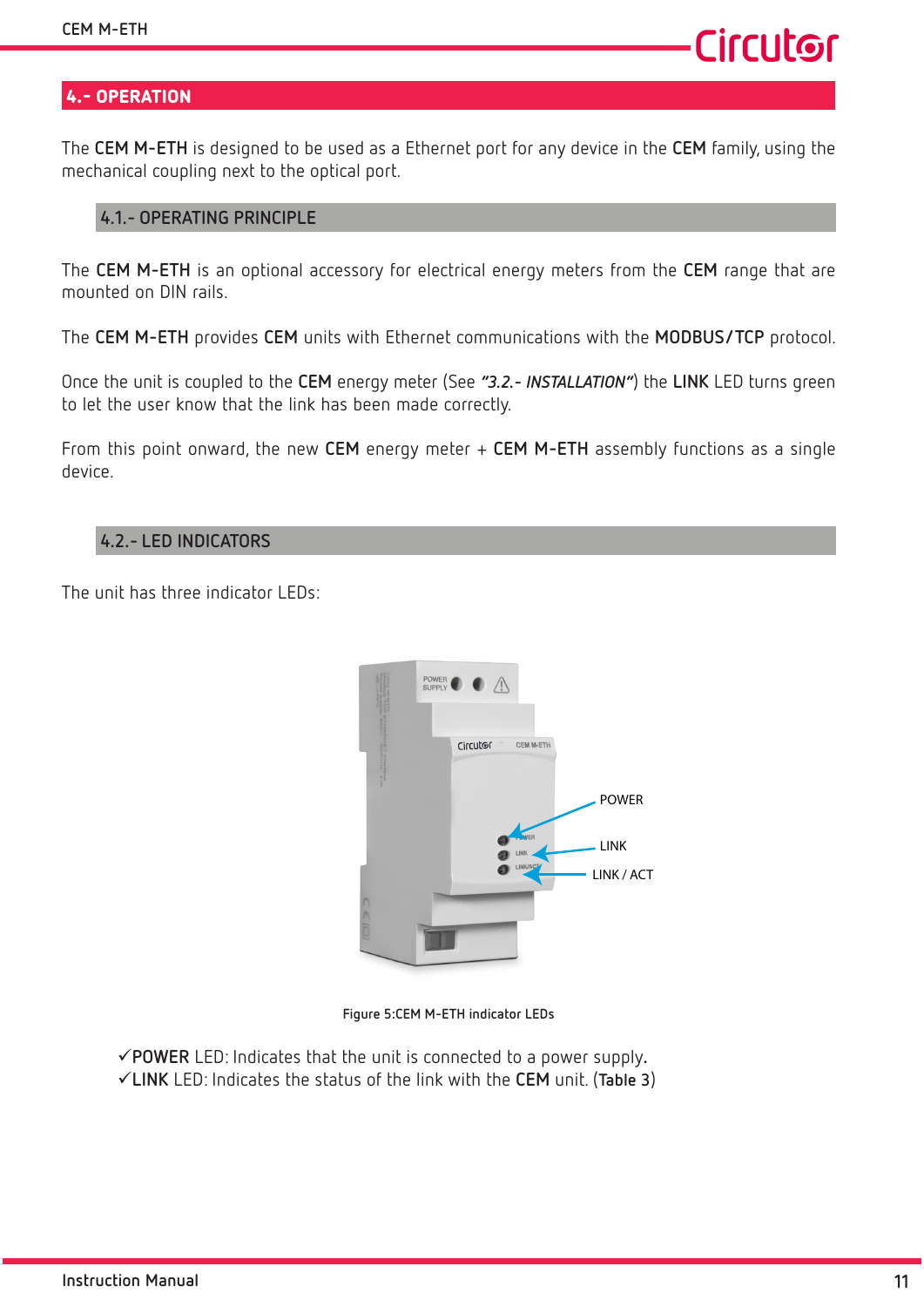## 4.- OPERATION

The **CEM M-ETH** is designed to be used as a Ethernet port for any device in the **CEM** family, using the mechanical coupling next to the optical port.

### 4.1.- OPERATING PRINCIPLE

The **CEM M-ETH** is an optional accessory for electrical energy meters from the **CEM** range that are mounted on DIN rails.

The **CEM M-ETH** provides **CEM** units with Ethernet communications with the **MODBUS/TCP** protocol.

Once the unit is coupled to the **CEM** energy meter (See ***"3.2.- INSTALLATION"***) the **LINK** LED turns green to let the user know that the link has been made correctly.

From this point onward, the new **CEM** energy meter + **CEM M-ETH** assembly functions as a single device.

### 4.2.- LED INDICATORS

The unit has three indicator LEDs:

Figure 5:CEM M-ETH indicator LEDs

✓**POWER** LED: Indicates that the unit is connected to a power supply.
✓**LINK** LED: Indicates the status of the link with the **CEM** unit. (**Table 3**)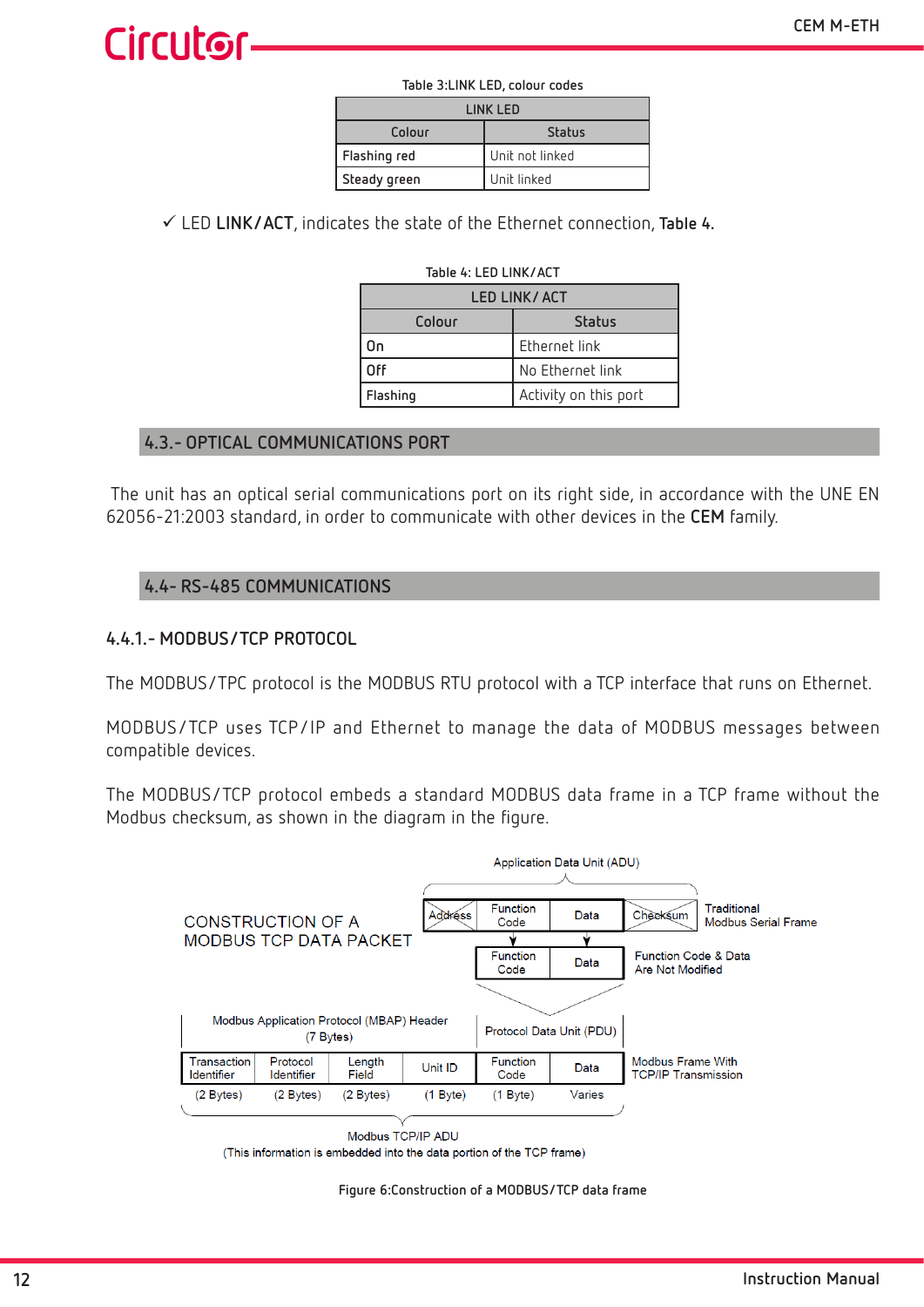Table 3:LINK LED, colour codes

| LINK LED | |
|---|---|
| **Colour** | **Status** |
| Flashing red | Unit not linked |
| Steady green | Unit linked |

✓ LED **LINK/ACT**, indicates the state of the Ethernet connection, **Table 4.**

Table 4: LED LINK/ACT

| LED LINK/ ACT | |
|---|---|
| **Colour** | **Status** |
| On | Ethernet link |
| Off | No Ethernet link |
| Flashing | Activity on this port |

## 4.3.- OPTICAL COMMUNICATIONS PORT

The unit has an optical serial communications port on its right side, in accordance with the UNE EN 62056-21:2003 standard, in order to communicate with other devices in the **CEM** family.

## 4.4- RS-485 COMMUNICATIONS

### 4.4.1.- MODBUS/TCP PROTOCOL

The MODBUS/TPC protocol is the MODBUS RTU protocol with a TCP interface that runs on Ethernet.

MODBUS/TCP uses TCP/IP and Ethernet to manage the data of MODBUS messages between compatible devices.

The MODBUS/TCP protocol embeds a standard MODBUS data frame in a TCP frame without the Modbus checksum, as shown in the diagram in the figure.

CONSTRUCTION OF A MODBUS TCP DATA PACKET

Application Data Unit (ADU)

| Address | Function Code | Data | Checksum |
|---|---|---|---|

Traditional Modbus Serial Frame

| Function Code | Data |
|---|---|

Function Code & Data Are Not Modified

Modbus Application Protocol (MBAP) Header (7 Bytes) — Protocol Data Unit (PDU)

| Transaction Identifier | Protocol Identifier | Length Field | Unit ID | Function Code | Data |
|---|---|---|---|---|---|
| (2 Bytes) | (2 Bytes) | (2 Bytes) | (1 Byte) | (1 Byte) | Varies |

Modbus Frame With TCP/IP Transmission

Modbus TCP/IP ADU
(This information is embedded into the data portion of the TCP frame)

Figure 6:Construction of a MODBUS/TCP data frame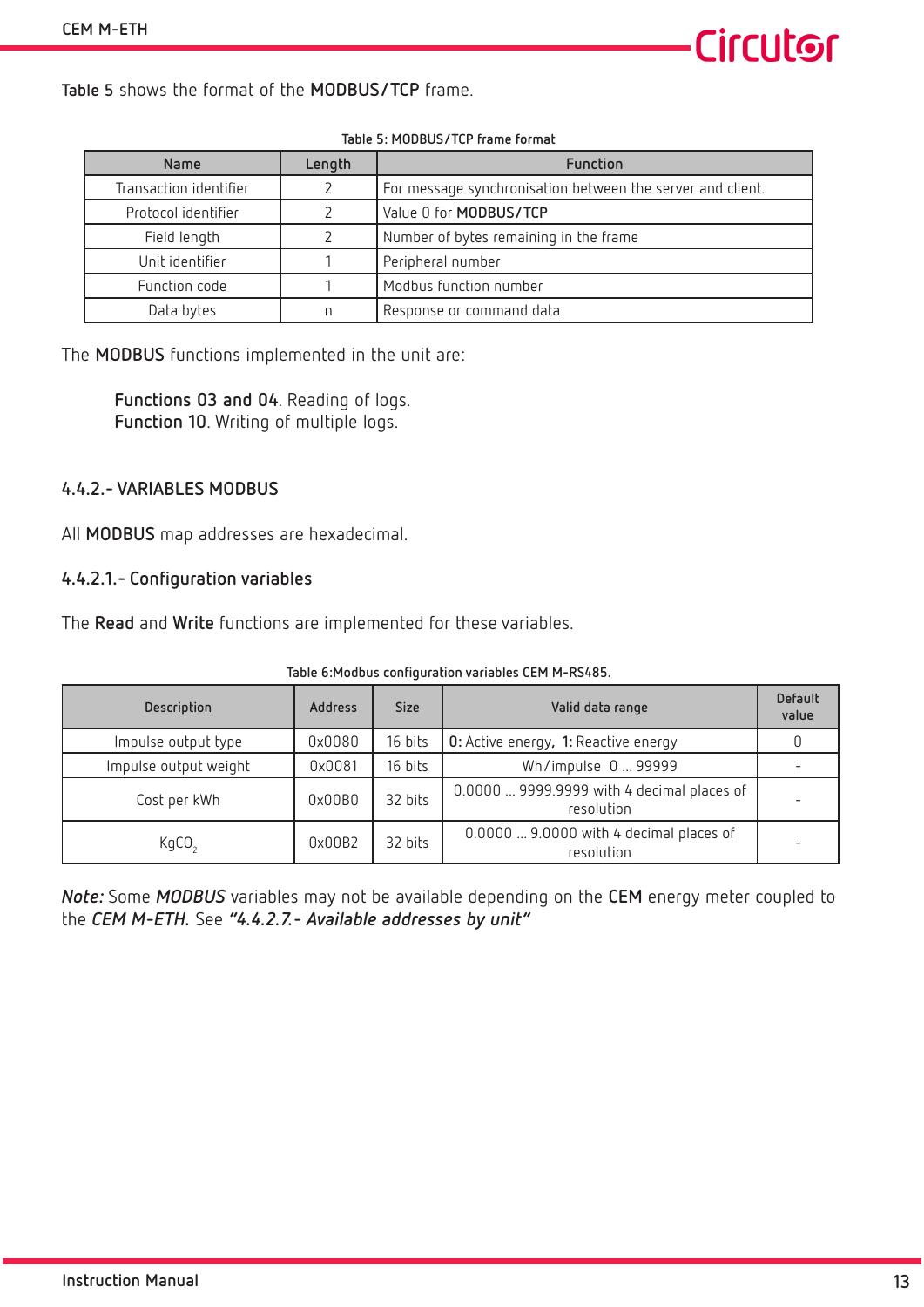**Table 5** shows the format of the **MODBUS/TCP** frame.

Table 5: MODBUS/TCP frame format

| Name | Length | Function |
|---|---|---|
| Transaction identifier | 2 | For message synchronisation between the server and client. |
| Protocol identifier | 2 | Value 0 for **MODBUS/TCP** |
| Field length | 2 | Number of bytes remaining in the frame |
| Unit identifier | 1 | Peripheral number |
| Function code | 1 | Modbus function number |
| Data bytes | n | Response or command data |

The **MODBUS** functions implemented in the unit are:

**Functions 03 and 04**. Reading of logs.
**Function 10**. Writing of multiple logs.

### 4.4.2.- VARIABLES MODBUS

All **MODBUS** map addresses are hexadecimal.

#### 4.4.2.1.- Configuration variables

The **Read** and **Write** functions are implemented for these variables.

Table 6:Modbus configuration variables CEM M-RS485.

| Description | Address | Size | Valid data range | Default value |
|---|---|---|---|---|
| Impulse output type | 0x0080 | 16 bits | **0:** Active energy, **1:** Reactive energy | 0 |
| Impulse output weight | 0x0081 | 16 bits | Wh/impulse 0 ... 99999 | - |
| Cost per kWh | 0x00B0 | 32 bits | 0.0000 ... 9999.9999 with 4 decimal places of resolution | - |
| $KgCO_2$ | 0x00B2 | 32 bits | 0.0000 ... 9.0000 with 4 decimal places of resolution | - |

***Note:*** Some ***MODBUS*** variables may not be available depending on the **CEM** energy meter coupled to the ***CEM M-ETH***. See ***"4.4.2.7.- Available addresses by unit"***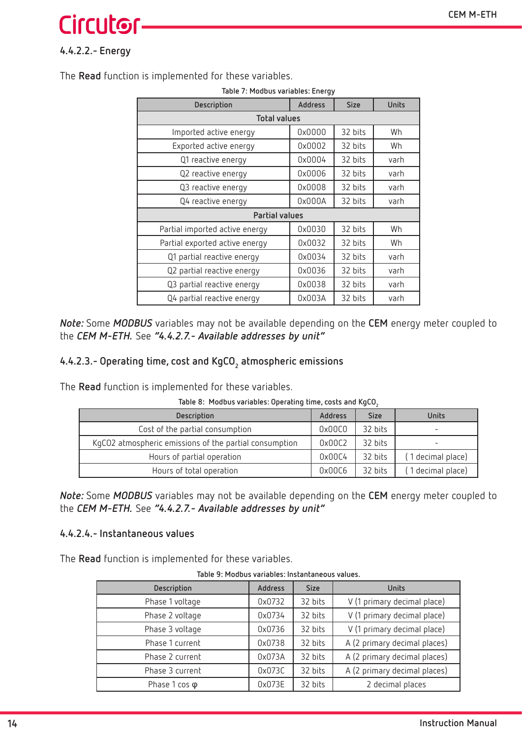#### 4.4.2.2.- Energy

The **Read** function is implemented for these variables.

Table 7: Modbus variables: Energy

| Description | Address | Size | Units |
|---|---|---|---|
| **Total values** | | | |
| Imported active energy | 0x0000 | 32 bits | Wh |
| Exported active energy | 0x0002 | 32 bits | Wh |
| Q1 reactive energy | 0x0004 | 32 bits | varh |
| Q2 reactive energy | 0x0006 | 32 bits | varh |
| Q3 reactive energy | 0x0008 | 32 bits | varh |
| Q4 reactive energy | 0x000A | 32 bits | varh |
| **Partial values** | | | |
| Partial imported active energy | 0x0030 | 32 bits | Wh |
| Partial exported active energy | 0x0032 | 32 bits | Wh |
| Q1 partial reactive energy | 0x0034 | 32 bits | varh |
| Q2 partial reactive energy | 0x0036 | 32 bits | varh |
| Q3 partial reactive energy | 0x0038 | 32 bits | varh |
| Q4 partial reactive energy | 0x003A | 32 bits | varh |

***Note:*** Some ***MODBUS*** variables may not be available depending on the **CEM** energy meter coupled to the ***CEM M-ETH.*** See ***"4.4.2.7.- Available addresses by unit"***

#### 4.4.2.3.- Operating time, cost and $KgCO_2$ atmospheric emissions

The **Read** function is implemented for these variables.

Table 8: Modbus variables: Operating time, costs and $KgCO_2$

| Description | Address | Size | Units |
|---|---|---|---|
| Cost of the partial consumption | 0x00C0 | 32 bits | - |
| KgCO2 atmospheric emissions of the partial consumption | 0x00C2 | 32 bits | - |
| Hours of partial operation | 0x00C4 | 32 bits | ( 1 decimal place) |
| Hours of total operation | 0x00C6 | 32 bits | ( 1 decimal place) |

***Note:*** Some ***MODBUS*** variables may not be available depending on the **CEM** energy meter coupled to the ***CEM M-ETH.*** See ***"4.4.2.7.- Available addresses by unit"***

#### 4.4.2.4.- Instantaneous values

The **Read** function is implemented for these variables.

Table 9: Modbus variables: Instantaneous values.

| Description | Address | Size | Units |
|---|---|---|---|
| Phase 1 voltage | 0x0732 | 32 bits | V (1 primary decimal place) |
| Phase 2 voltage | 0x0734 | 32 bits | V (1 primary decimal place) |
| Phase 3 voltage | 0x0736 | 32 bits | V (1 primary decimal place) |
| Phase 1 current | 0x0738 | 32 bits | A (2 primary decimal places) |
| Phase 2 current | 0x073A | 32 bits | A (2 primary decimal places) |
| Phase 3 current | 0x073C | 32 bits | A (2 primary decimal places) |
| Phase 1 cos $\varphi$ | 0x073E | 32 bits | 2 decimal places |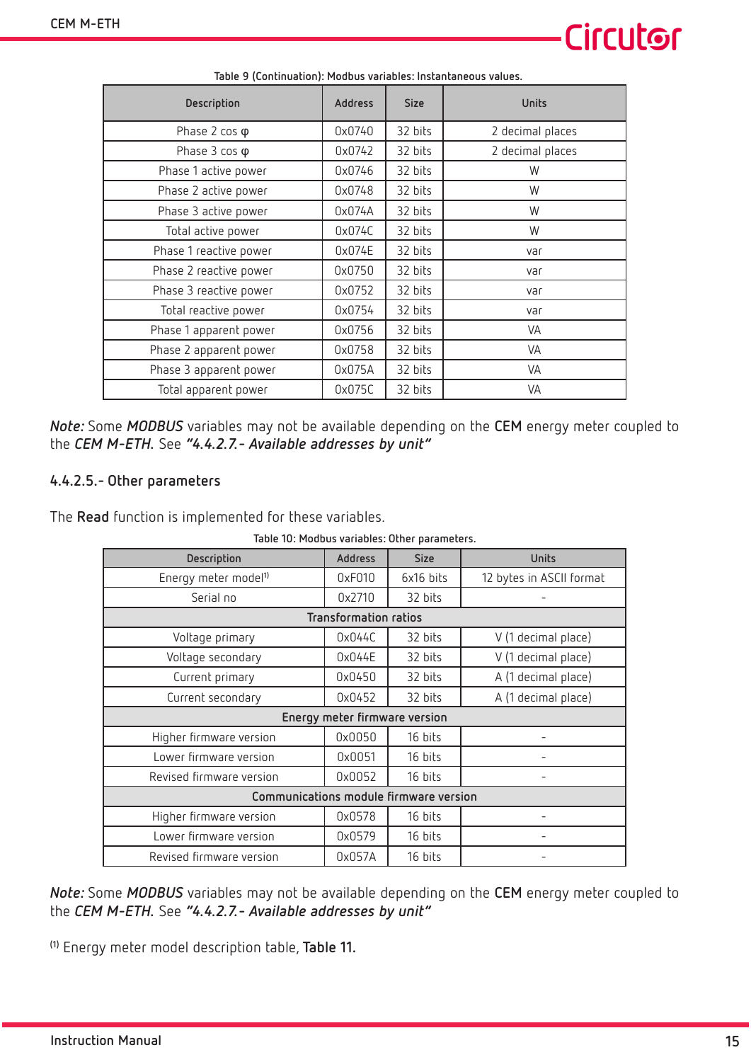Table 9 (Continuation): Modbus variables: Instantaneous values.

| Description | Address | Size | Units |
|---|---|---|---|
| Phase 2 cos φ | 0x0740 | 32 bits | 2 decimal places |
| Phase 3 cos φ | 0x0742 | 32 bits | 2 decimal places |
| Phase 1 active power | 0x0746 | 32 bits | W |
| Phase 2 active power | 0x0748 | 32 bits | W |
| Phase 3 active power | 0x074A | 32 bits | W |
| Total active power | 0x074C | 32 bits | W |
| Phase 1 reactive power | 0x074E | 32 bits | var |
| Phase 2 reactive power | 0x0750 | 32 bits | var |
| Phase 3 reactive power | 0x0752 | 32 bits | var |
| Total reactive power | 0x0754 | 32 bits | var |
| Phase 1 apparent power | 0x0756 | 32 bits | VA |
| Phase 2 apparent power | 0x0758 | 32 bits | VA |
| Phase 3 apparent power | 0x075A | 32 bits | VA |
| Total apparent power | 0x075C | 32 bits | VA |

***Note:*** Some ***MODBUS*** variables may not be available depending on the **CEM** energy meter coupled to the ***CEM M-ETH***. See ***"4.4.2.7.- Available addresses by unit"***

### 4.4.2.5.- Other parameters

The **Read** function is implemented for these variables.

Table 10: Modbus variables: Other parameters.

| Description | Address | Size | Units |
|---|---|---|---|
| Energy meter model[1] | 0xF010 | 6x16 bits | 12 bytes in ASCII format |
| Serial no | 0x2710 | 32 bits | - |
| **Transformation ratios** | | | |
| Voltage primary | 0x044C | 32 bits | V (1 decimal place) |
| Voltage secondary | 0x044E | 32 bits | V (1 decimal place) |
| Current primary | 0x0450 | 32 bits | A (1 decimal place) |
| Current secondary | 0x0452 | 32 bits | A (1 decimal place) |
| **Energy meter firmware version** | | | |
| Higher firmware version | 0x0050 | 16 bits | - |
| Lower firmware version | 0x0051 | 16 bits | - |
| Revised firmware version | 0x0052 | 16 bits | - |
| **Communications module firmware version** | | | |
| Higher firmware version | 0x0578 | 16 bits | - |
| Lower firmware version | 0x0579 | 16 bits | - |
| Revised firmware version | 0x057A | 16 bits | - |

***Note:*** Some ***MODBUS*** variables may not be available depending on the **CEM** energy meter coupled to the ***CEM M-ETH***. See ***"4.4.2.7.- Available addresses by unit"***

[1] Energy meter model description table, **Table 11.**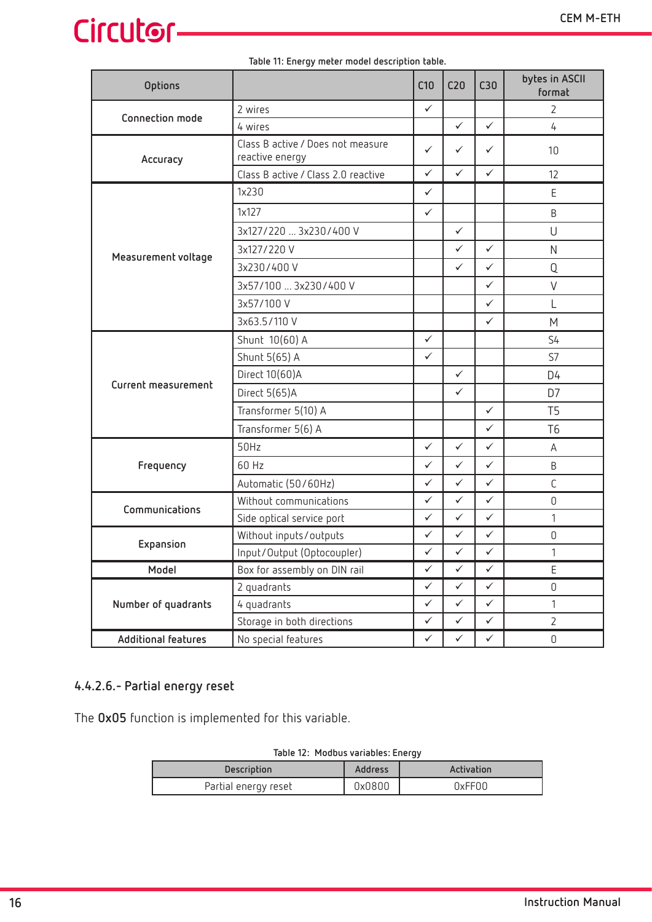Table 11: Energy meter model description table.

| Options | | C10 | C20 | C30 | bytes in ASCII format |
|---|---|---|---|---|---|
| Connection mode | 2 wires | ✓ | | | 2 |
| | 4 wires | | ✓ | ✓ | 4 |
| Accuracy | Class B active / Does not measure reactive energy | ✓ | ✓ | ✓ | 10 |
| | Class B active / Class 2.0 reactive | ✓ | ✓ | ✓ | 12 |
| Measurement voltage | 1x230 | ✓ | | | E |
| | 1x127 | ✓ | | | B |
| | 3x127/220 ... 3x230/400 V | | ✓ | | U |
| | 3x127/220 V | | ✓ | ✓ | N |
| | 3x230/400 V | | ✓ | ✓ | Q |
| | 3x57/100 ... 3x230/400 V | | | ✓ | V |
| | 3x57/100 V | | | ✓ | L |
| | 3x63.5/110 V | | | ✓ | M |
| Current measurement | Shunt 10(60) A | ✓ | | | S4 |
| | Shunt 5(65) A | ✓ | | | S7 |
| | Direct 10(60)A | | ✓ | | D4 |
| | Direct 5(65)A | | ✓ | | D7 |
| | Transformer 5(10) A | | | ✓ | T5 |
| | Transformer 5(6) A | | | ✓ | T6 |
| Frequency | 50Hz | ✓ | ✓ | ✓ | A |
| | 60 Hz | ✓ | ✓ | ✓ | B |
| | Automatic (50/60Hz) | ✓ | ✓ | ✓ | C |
| Communications | Without communications | ✓ | ✓ | ✓ | 0 |
| | Side optical service port | ✓ | ✓ | ✓ | 1 |
| Expansion | Without inputs/outputs | ✓ | ✓ | ✓ | 0 |
| | Input/Output (Optocoupler) | ✓ | ✓ | ✓ | 1 |
| Model | Box for assembly on DIN rail | ✓ | ✓ | ✓ | E |
| Number of quadrants | 2 quadrants | ✓ | ✓ | ✓ | 0 |
| | 4 quadrants | ✓ | ✓ | ✓ | 1 |
| | Storage in both directions | ✓ | ✓ | ✓ | 2 |
| Additional features | No special features | ✓ | ✓ | ✓ | 0 |

### 4.4.2.6.- Partial energy reset

The **0x05** function is implemented for this variable.

Table 12: Modbus variables: Energy

| Description | Address | Activation |
|---|---|---|
| Partial energy reset | 0x0800 | 0xFF00 |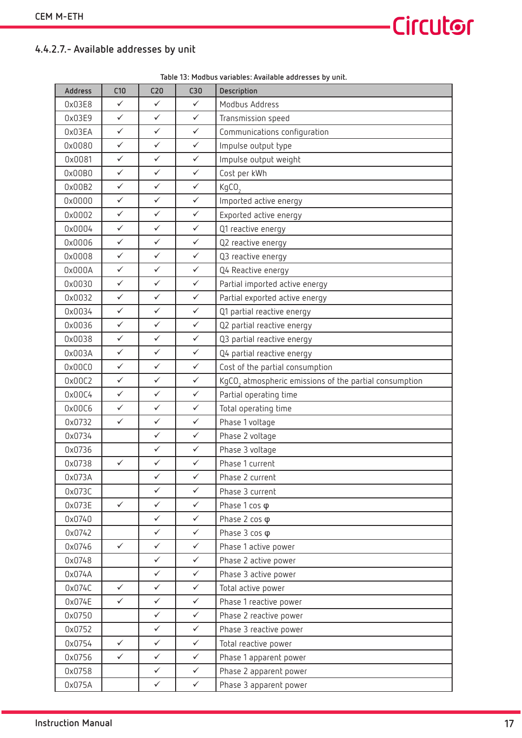## 4.4.2.7.- Available addresses by unit

Table 13: Modbus variables: Available addresses by unit.

| Address | C10 | C20 | C30 | Description |
|---|---|---|---|---|
| 0x03E8 | ✓ | ✓ | ✓ | Modbus Address |
| 0x03E9 | ✓ | ✓ | ✓ | Transmission speed |
| 0x03EA | ✓ | ✓ | ✓ | Communications configuration |
| 0x0080 | ✓ | ✓ | ✓ | Impulse output type |
| 0x0081 | ✓ | ✓ | ✓ | Impulse output weight |
| 0x00B0 | ✓ | ✓ | ✓ | Cost per kWh |
| 0x00B2 | ✓ | ✓ | ✓ | $KgCO_2$ |
| 0x0000 | ✓ | ✓ | ✓ | Imported active energy |
| 0x0002 | ✓ | ✓ | ✓ | Exported active energy |
| 0x0004 | ✓ | ✓ | ✓ | Q1 reactive energy |
| 0x0006 | ✓ | ✓ | ✓ | Q2 reactive energy |
| 0x0008 | ✓ | ✓ | ✓ | Q3 reactive energy |
| 0x000A | ✓ | ✓ | ✓ | Q4 Reactive energy |
| 0x0030 | ✓ | ✓ | ✓ | Partial imported active energy |
| 0x0032 | ✓ | ✓ | ✓ | Partial exported active energy |
| 0x0034 | ✓ | ✓ | ✓ | Q1 partial reactive energy |
| 0x0036 | ✓ | ✓ | ✓ | Q2 partial reactive energy |
| 0x0038 | ✓ | ✓ | ✓ | Q3 partial reactive energy |
| 0x003A | ✓ | ✓ | ✓ | Q4 partial reactive energy |
| 0x00C0 | ✓ | ✓ | ✓ | Cost of the partial consumption |
| 0x00C2 | ✓ | ✓ | ✓ | $KgCO_2$ atmospheric emissions of the partial consumption |
| 0x00C4 | ✓ | ✓ | ✓ | Partial operating time |
| 0x00C6 | ✓ | ✓ | ✓ | Total operating time |
| 0x0732 | ✓ | ✓ | ✓ | Phase 1 voltage |
| 0x0734 | | ✓ | ✓ | Phase 2 voltage |
| 0x0736 | | ✓ | ✓ | Phase 3 voltage |
| 0x0738 | ✓ | ✓ | ✓ | Phase 1 current |
| 0x073A | | ✓ | ✓ | Phase 2 current |
| 0x073C | | ✓ | ✓ | Phase 3 current |
| 0x073E | ✓ | ✓ | ✓ | Phase 1 cos φ |
| 0x0740 | | ✓ | ✓ | Phase 2 cos φ |
| 0x0742 | | ✓ | ✓ | Phase 3 cos φ |
| 0x0746 | ✓ | ✓ | ✓ | Phase 1 active power |
| 0x0748 | | ✓ | ✓ | Phase 2 active power |
| 0x074A | | ✓ | ✓ | Phase 3 active power |
| 0x074C | ✓ | ✓ | ✓ | Total active power |
| 0x074E | ✓ | ✓ | ✓ | Phase 1 reactive power |
| 0x0750 | | ✓ | ✓ | Phase 2 reactive power |
| 0x0752 | | ✓ | ✓ | Phase 3 reactive power |
| 0x0754 | ✓ | ✓ | ✓ | Total reactive power |
| 0x0756 | ✓ | ✓ | ✓ | Phase 1 apparent power |
| 0x0758 | | ✓ | ✓ | Phase 2 apparent power |
| 0x075A | | ✓ | ✓ | Phase 3 apparent power |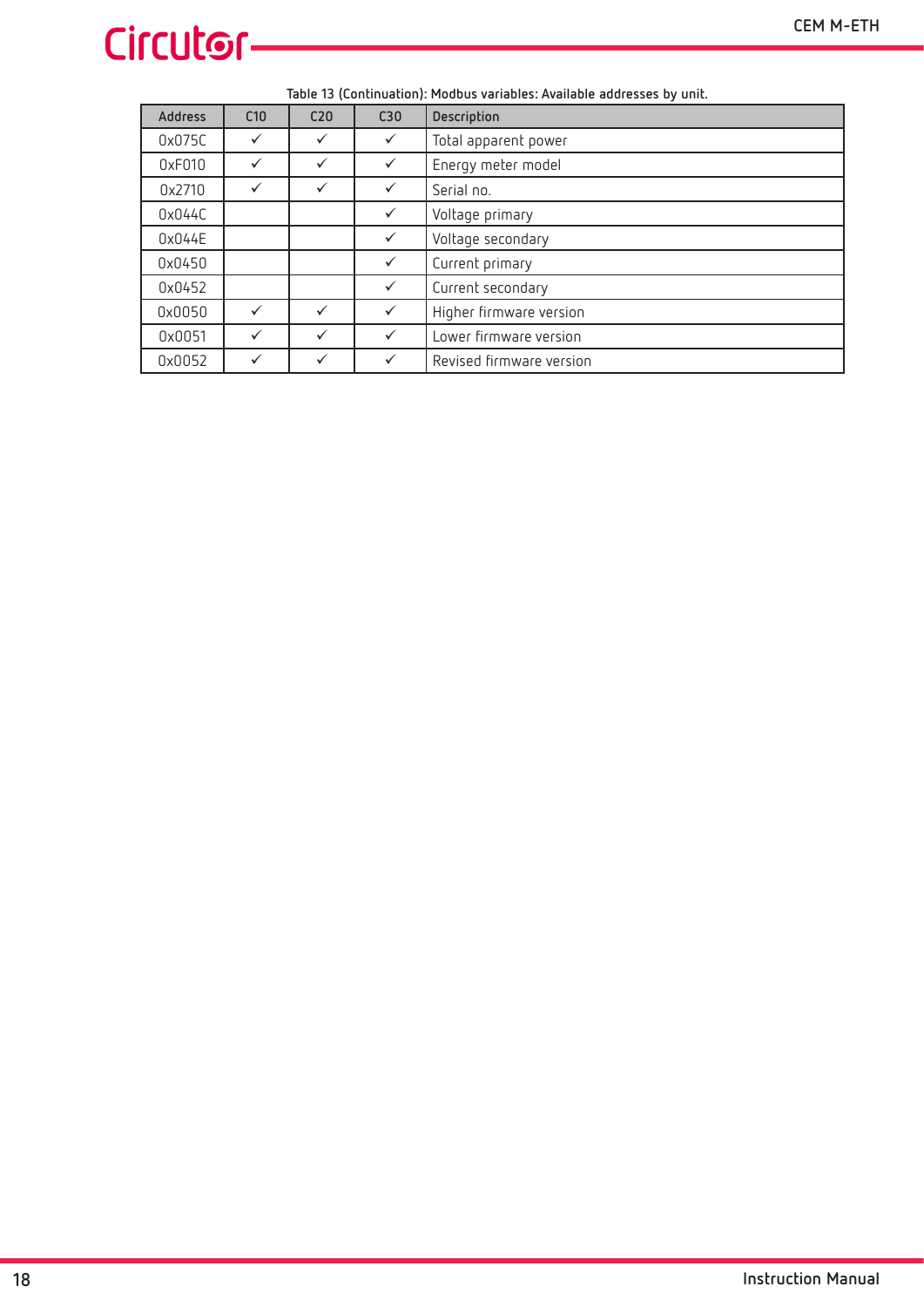Table 13 (Continuation): Modbus variables: Available addresses by unit.

| Address | C10 | C20 | C30 | Description |
|---|---|---|---|---|
| 0x075C | ✓ | ✓ | ✓ | Total apparent power |
| 0xF010 | ✓ | ✓ | ✓ | Energy meter model |
| 0x2710 | ✓ | ✓ | ✓ | Serial no. |
| 0x044C | | | ✓ | Voltage primary |
| 0x044E | | | ✓ | Voltage secondary |
| 0x0450 | | | ✓ | Current primary |
| 0x0452 | | | ✓ | Current secondary |
| 0x0050 | ✓ | ✓ | ✓ | Higher firmware version |
| 0x0051 | ✓ | ✓ | ✓ | Lower firmware version |
| 0x0052 | ✓ | ✓ | ✓ | Revised firmware version |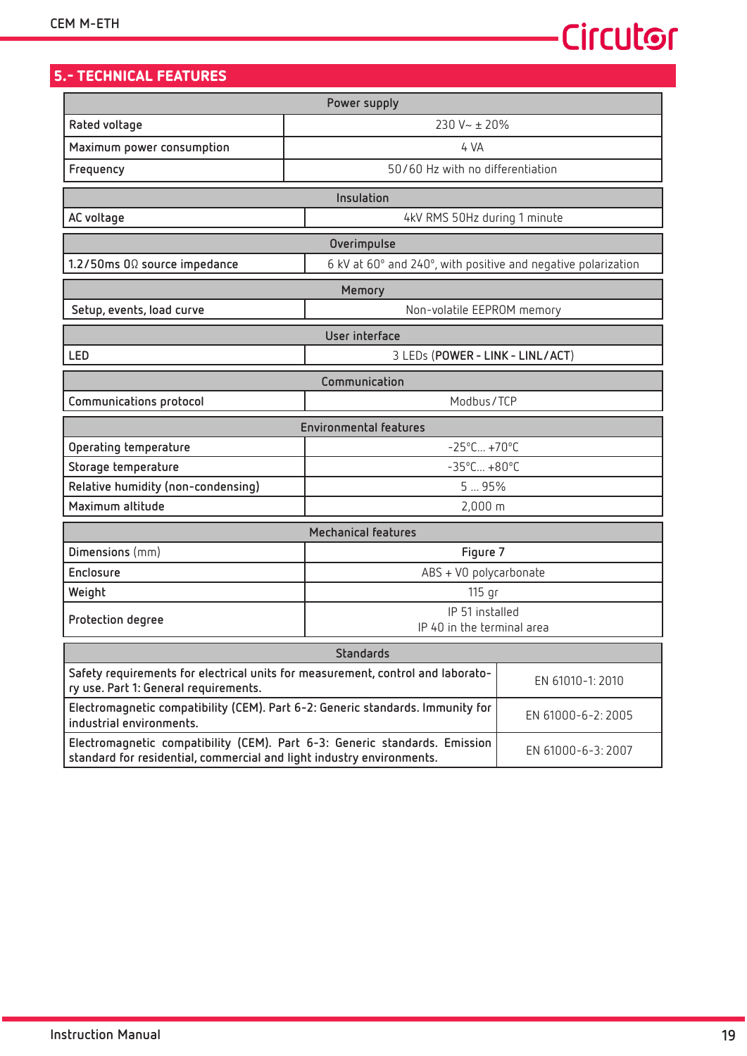## 5.- TECHNICAL FEATURES

| Power supply | |
|---|---|
| Rated voltage | 230 V~ ± 20% |
| Maximum power consumption | 4 VA |
| Frequency | 50/60 Hz with no differentiation |

| Insulation | |
|---|---|
| AC voltage | 4kV RMS 50Hz during 1 minute |

| Overimpulse | |
|---|---|
| 1.2/50ms 0Ω source impedance | 6 kV at 60° and 240°, with positive and negative polarization |

| Memory | |
|---|---|
| Setup, events, load curve | Non-volatile EEPROM memory |

| User interface | |
|---|---|
| LED | 3 LEDs (**POWER - LINK - LINL/ACT**) |

| Communication | |
|---|---|
| Communications protocol | Modbus/TCP |

| Environmental features | |
|---|---|
| Operating temperature | -25°C... +70°C |
| Storage temperature | -35°C... +80°C |
| Relative humidity (non-condensing) | 5 ... 95% |
| Maximum altitude | 2,000 m |

| Mechanical features | |
|---|---|
| Dimensions (mm) | **Figure 7** |
| Enclosure | ABS + V0 polycarbonate |
| Weight | 115 gr |
| Protection degree | IP 51 installed<br>IP 40 in the terminal area |

| Standards | |
|---|---|
| Safety requirements for electrical units for measurement, control and laboratory use. Part 1: General requirements. | EN 61010-1: 2010 |
| Electromagnetic compatibility (CEM). Part 6-2: Generic standards. Immunity for industrial environments. | EN 61000-6-2: 2005 |
| Electromagnetic compatibility (CEM). Part 6-3: Generic standards. Emission standard for residential, commercial and light industry environments. | EN 61000-6-3: 2007 |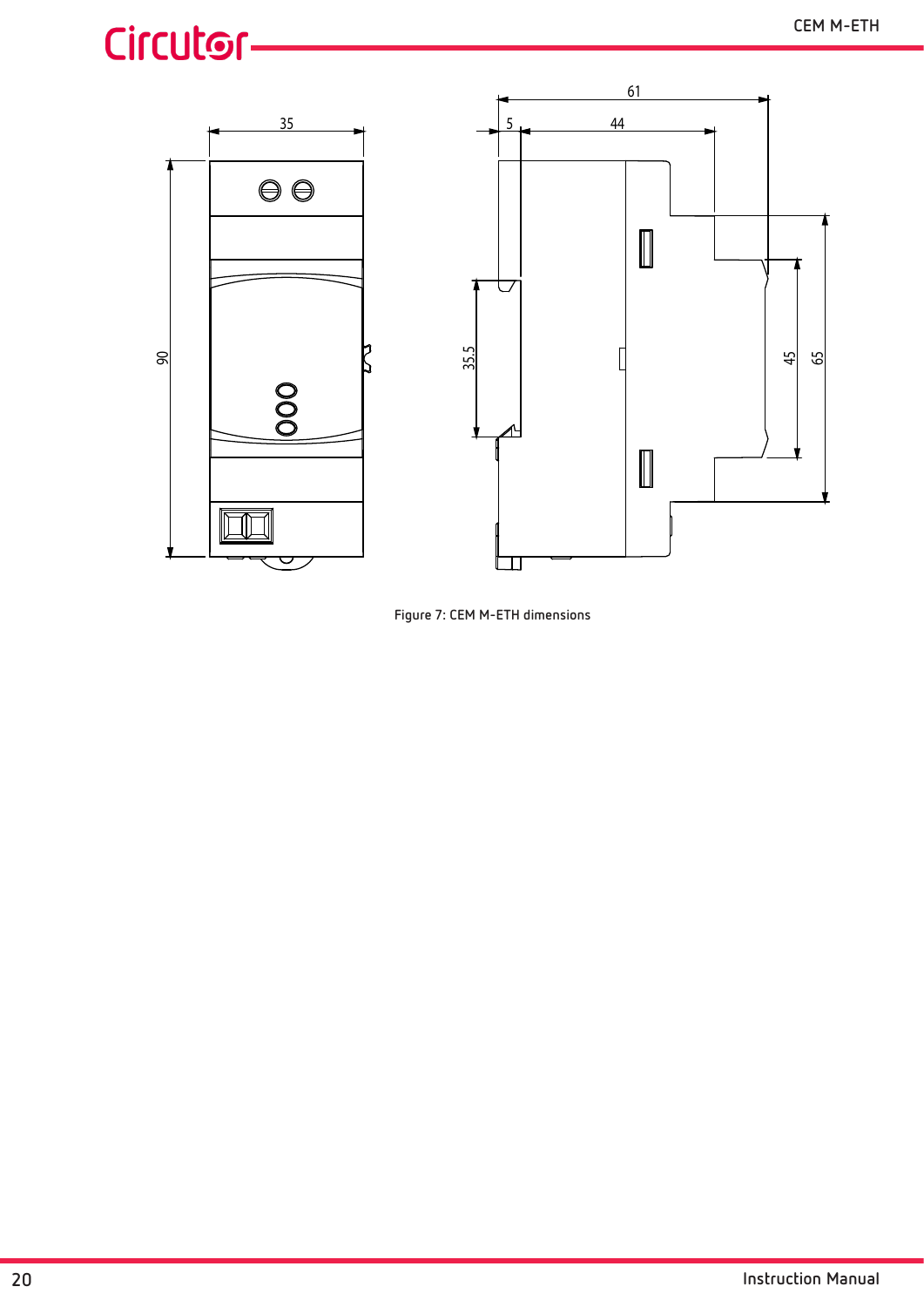Figure 7: CEM M-ETH dimensions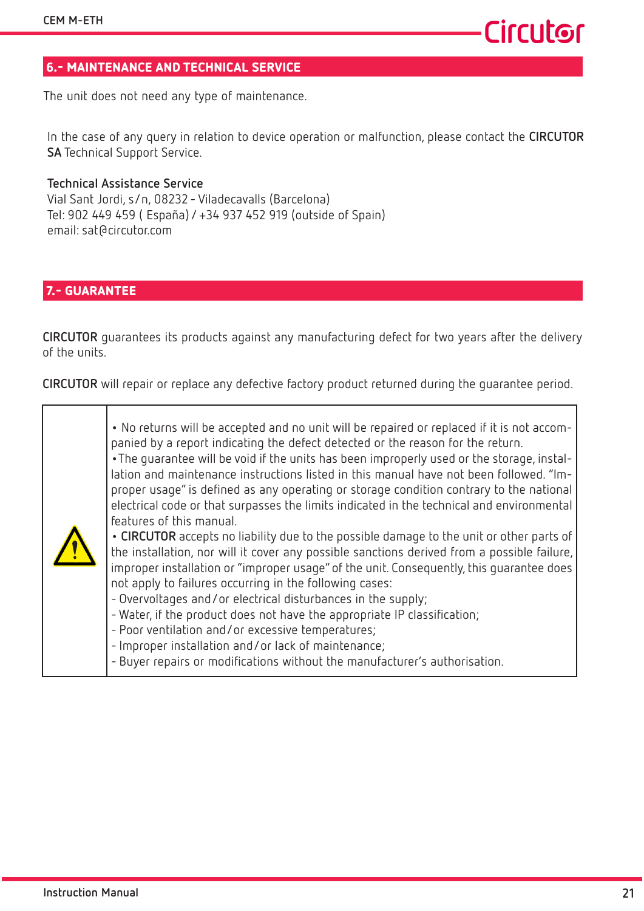## 6.- MAINTENANCE AND TECHNICAL SERVICE

The unit does not need any type of maintenance.

In the case of any query in relation to device operation or malfunction, please contact the **CIRCUTOR SA** Technical Support Service.

**Technical Assistance Service**
Vial Sant Jordi, s/n, 08232 - Viladecavalls (Barcelona)
Tel: 902 449 459 ( España) / +34 937 452 919 (outside of Spain)
email: sat@circutor.com

## 7.- GUARANTEE

**CIRCUTOR** guarantees its products against any manufacturing defect for two years after the delivery of the units.

**CIRCUTOR** will repair or replace any defective factory product returned during the guarantee period.

| ⚠ | • No returns will be accepted and no unit will be repaired or replaced if it is not accompanied by a report indicating the defect detected or the reason for the return.<br>•The guarantee will be void if the units has been improperly used or the storage, installation and maintenance instructions listed in this manual have not been followed. "Improper usage" is defined as any operating or storage condition contrary to the national electrical code or that surpasses the limits indicated in the technical and environmental features of this manual.<br>• **CIRCUTOR** accepts no liability due to the possible damage to the unit or other parts of the installation, nor will it cover any possible sanctions derived from a possible failure, improper installation or "improper usage" of the unit. Consequently, this guarantee does not apply to failures occurring in the following cases:<br>- Overvoltages and/or electrical disturbances in the supply;<br>- Water, if the product does not have the appropriate IP classification;<br>- Poor ventilation and/or excessive temperatures;<br>- Improper installation and/or lack of maintenance;<br>- Buyer repairs or modifications without the manufacturer's authorisation. |
|---|---|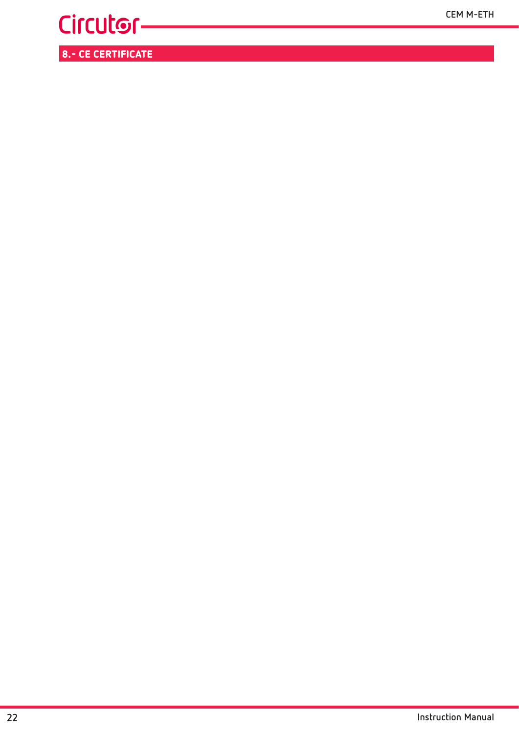## 8.- CE CERTIFICATE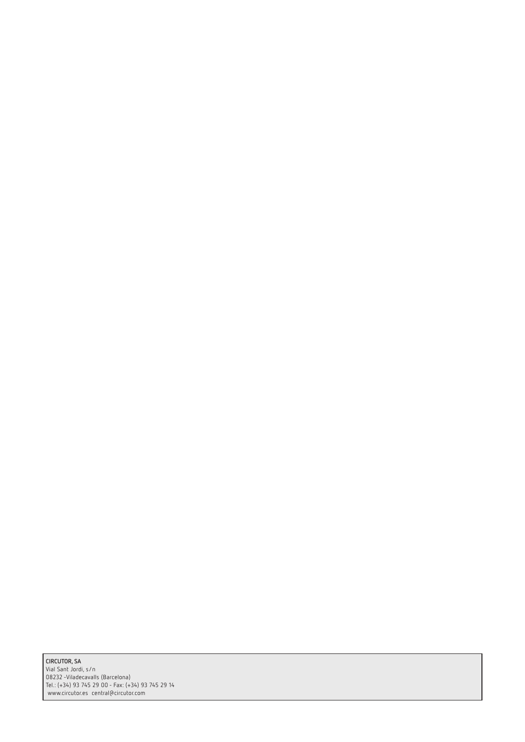**CIRCUTOR, SA**
Vial Sant Jordi, s/n
08232 -Viladecavalls (Barcelona)
Tel.: (+34) 93 745 29 00 - Fax: (+34) 93 745 29 14
www.circutor.es central@circutor.com